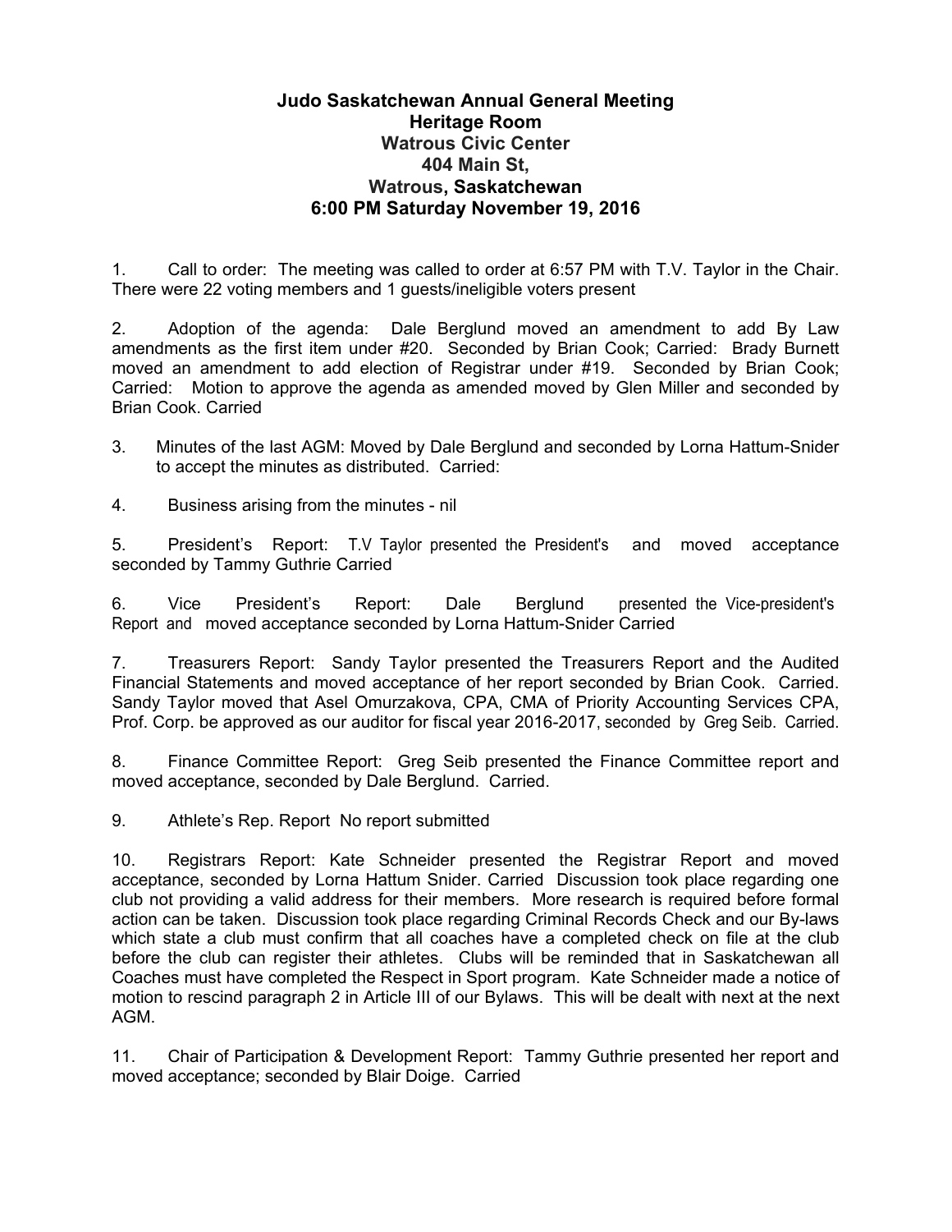**Judo Saskatchewan Annual General Meeting**
**Heritage Room**
**Watrous Civic Center**
**404 Main St,**
**Watrous, Saskatchewan**
**6:00 PM Saturday November 19, 2016**

1. Call to order: The meeting was called to order at 6:57 PM with T.V. Taylor in the Chair. There were 22 voting members and 1 guests/ineligible voters present

2. Adoption of the agenda: Dale Berglund moved an amendment to add By Law amendments as the first item under #20. Seconded by Brian Cook; Carried: Brady Burnett moved an amendment to add election of Registrar under #19. Seconded by Brian Cook; Carried: Motion to approve the agenda as amended moved by Glen Miller and seconded by Brian Cook. Carried

3. Minutes of the last AGM: Moved by Dale Berglund and seconded by Lorna Hattum-Snider to accept the minutes as distributed. Carried:

4. Business arising from the minutes - nil

5. President's Report: T.V Taylor presented the President's and moved acceptance seconded by Tammy Guthrie Carried

6. Vice President's Report: Dale Berglund presented the Vice-president's Report and moved acceptance seconded by Lorna Hattum-Snider Carried

7. Treasurers Report: Sandy Taylor presented the Treasurers Report and the Audited Financial Statements and moved acceptance of her report seconded by Brian Cook. Carried. Sandy Taylor moved that Asel Omurzakova, CPA, CMA of Priority Accounting Services CPA, Prof. Corp. be approved as our auditor for fiscal year 2016-2017, seconded by Greg Seib. Carried.

8. Finance Committee Report: Greg Seib presented the Finance Committee report and moved acceptance, seconded by Dale Berglund. Carried.

9. Athlete's Rep. Report No report submitted

10. Registrars Report: Kate Schneider presented the Registrar Report and moved acceptance, seconded by Lorna Hattum Snider. Carried Discussion took place regarding one club not providing a valid address for their members. More research is required before formal action can be taken. Discussion took place regarding Criminal Records Check and our By-laws which state a club must confirm that all coaches have a completed check on file at the club before the club can register their athletes. Clubs will be reminded that in Saskatchewan all Coaches must have completed the Respect in Sport program. Kate Schneider made a notice of motion to rescind paragraph 2 in Article III of our Bylaws. This will be dealt with next at the next AGM.

11. Chair of Participation & Development Report: Tammy Guthrie presented her report and moved acceptance; seconded by Blair Doige. Carried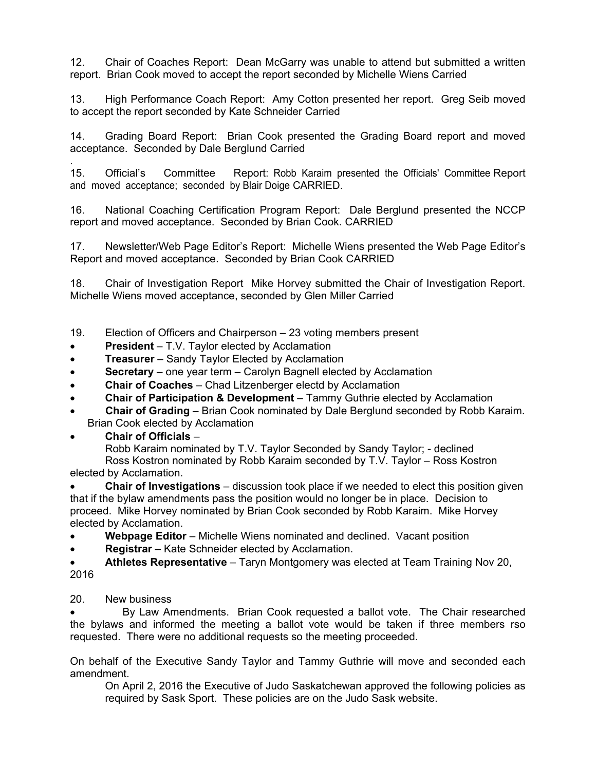12. Chair of Coaches Report: Dean McGarry was unable to attend but submitted a written report. Brian Cook moved to accept the report seconded by Michelle Wiens Carried

13. High Performance Coach Report: Amy Cotton presented her report. Greg Seib moved to accept the report seconded by Kate Schneider Carried

14. Grading Board Report: Brian Cook presented the Grading Board report and moved acceptance. Seconded by Dale Berglund Carried

.
15. Official's Committee Report: Robb Karaim presented the Officials' Committee Report and moved acceptance; seconded by Blair Doige CARRIED.

16. National Coaching Certification Program Report: Dale Berglund presented the NCCP report and moved acceptance. Seconded by Brian Cook. CARRIED

17. Newsletter/Web Page Editor's Report: Michelle Wiens presented the Web Page Editor's Report and moved acceptance. Seconded by Brian Cook CARRIED

18. Chair of Investigation Report Mike Horvey submitted the Chair of Investigation Report. Michelle Wiens moved acceptance, seconded by Glen Miller Carried

19. Election of Officers and Chairperson – 23 voting members present

- **President** – T.V. Taylor elected by Acclamation
- **Treasurer** – Sandy Taylor Elected by Acclamation
- **Secretary** – one year term – Carolyn Bagnell elected by Acclamation
- **Chair of Coaches** – Chad Litzenberger electd by Acclamation
- **Chair of Participation & Development** – Tammy Guthrie elected by Acclamation
- **Chair of Grading** – Brian Cook nominated by Dale Berglund seconded by Robb Karaim. Brian Cook elected by Acclamation
- **Chair of Officials** –
  Robb Karaim nominated by T.V. Taylor Seconded by Sandy Taylor; - declined
  Ross Kostron nominated by Robb Karaim seconded by T.V. Taylor – Ross Kostron elected by Acclamation.
- **Chair of Investigations** – discussion took place if we needed to elect this position given that if the bylaw amendments pass the position would no longer be in place. Decision to proceed. Mike Horvey nominated by Brian Cook seconded by Robb Karaim. Mike Horvey elected by Acclamation.
- **Webpage Editor** – Michelle Wiens nominated and declined. Vacant position
- **Registrar** – Kate Schneider elected by Acclamation.
- **Athletes Representative** – Taryn Montgomery was elected at Team Training Nov 20, 2016

20. New business

- By Law Amendments. Brian Cook requested a ballot vote. The Chair researched the bylaws and informed the meeting a ballot vote would be taken if three members rso requested. There were no additional requests so the meeting proceeded.

On behalf of the Executive Sandy Taylor and Tammy Guthrie will move and seconded each amendment.

On April 2, 2016 the Executive of Judo Saskatchewan approved the following policies as required by Sask Sport. These policies are on the Judo Sask website.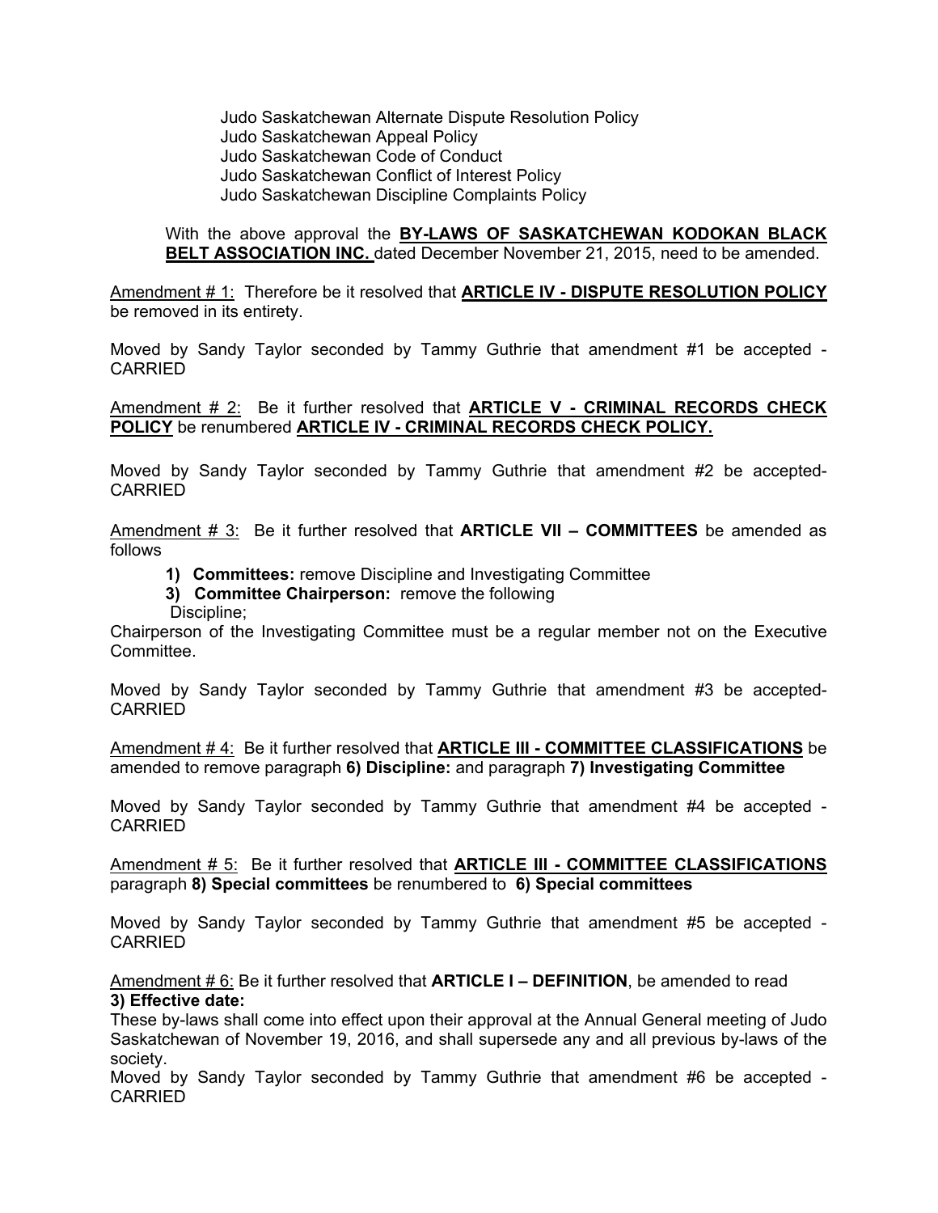Judo Saskatchewan Alternate Dispute Resolution Policy
Judo Saskatchewan Appeal Policy
Judo Saskatchewan Code of Conduct
Judo Saskatchewan Conflict of Interest Policy
Judo Saskatchewan Discipline Complaints Policy

With the above approval the **BY-LAWS OF SASKATCHEWAN KODOKAN BLACK BELT ASSOCIATION INC.** dated December November 21, 2015, need to be amended.

Amendment # 1: Therefore be it resolved that **ARTICLE IV - DISPUTE RESOLUTION POLICY** be removed in its entirety.

Moved by Sandy Taylor seconded by Tammy Guthrie that amendment #1 be accepted - CARRIED

Amendment # 2: Be it further resolved that **ARTICLE V - CRIMINAL RECORDS CHECK POLICY** be renumbered **ARTICLE IV - CRIMINAL RECORDS CHECK POLICY.**

Moved by Sandy Taylor seconded by Tammy Guthrie that amendment #2 be accepted- CARRIED

Amendment # 3: Be it further resolved that **ARTICLE VII – COMMITTEES** be amended as follows

1) **Committees:** remove Discipline and Investigating Committee
3) **Committee Chairperson:** remove the following
   Discipline;

Chairperson of the Investigating Committee must be a regular member not on the Executive Committee.

Moved by Sandy Taylor seconded by Tammy Guthrie that amendment #3 be accepted- CARRIED

Amendment # 4: Be it further resolved that **ARTICLE III - COMMITTEE CLASSIFICATIONS** be amended to remove paragraph **6) Discipline:** and paragraph **7) Investigating Committee**

Moved by Sandy Taylor seconded by Tammy Guthrie that amendment #4 be accepted - CARRIED

Amendment # 5: Be it further resolved that **ARTICLE III - COMMITTEE CLASSIFICATIONS** paragraph **8) Special committees** be renumbered to **6) Special committees**

Moved by Sandy Taylor seconded by Tammy Guthrie that amendment #5 be accepted - CARRIED

Amendment # 6: Be it further resolved that **ARTICLE I – DEFINITION**, be amended to read
**3) Effective date:**
These by-laws shall come into effect upon their approval at the Annual General meeting of Judo Saskatchewan of November 19, 2016, and shall supersede any and all previous by-laws of the society.
Moved by Sandy Taylor seconded by Tammy Guthrie that amendment #6 be accepted - CARRIED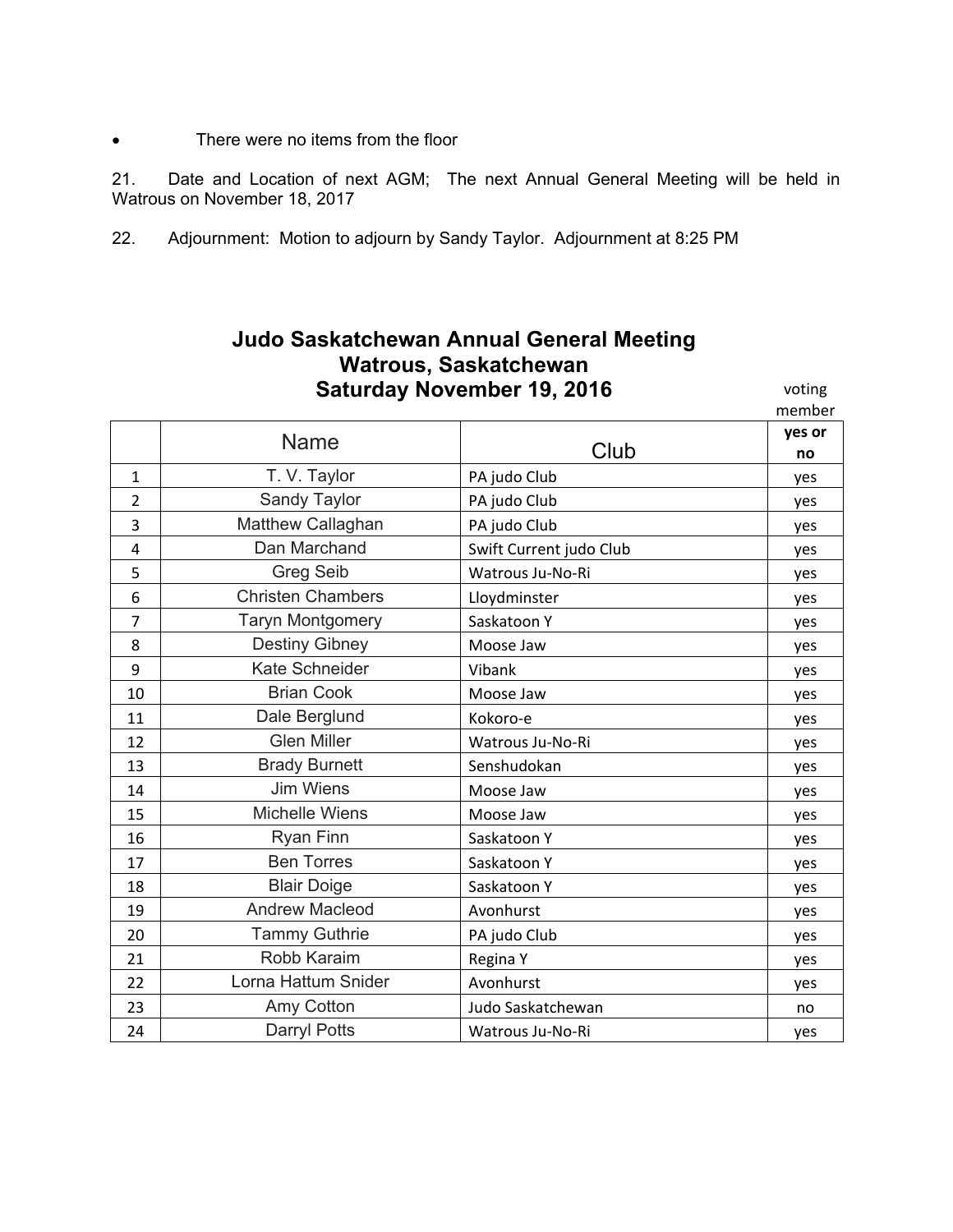- There were no items from the floor

21. Date and Location of next AGM; The next Annual General Meeting will be held in Watrous on November 18, 2017

22. Adjournment: Motion to adjourn by Sandy Taylor. Adjournment at 8:25 PM

## Judo Saskatchewan Annual General Meeting
## Watrous, Saskatchewan
## Saturday November 19, 2016

| | Name | Club | voting member yes or no |
|---|---|---|---|
| 1 | T. V. Taylor | PA judo Club | yes |
| 2 | Sandy Taylor | PA judo Club | yes |
| 3 | Matthew Callaghan | PA judo Club | yes |
| 4 | Dan Marchand | Swift Current judo Club | yes |
| 5 | Greg Seib | Watrous Ju-No-Ri | yes |
| 6 | Christen Chambers | Lloydminster | yes |
| 7 | Taryn Montgomery | Saskatoon Y | yes |
| 8 | Destiny Gibney | Moose Jaw | yes |
| 9 | Kate Schneider | Vibank | yes |
| 10 | Brian Cook | Moose Jaw | yes |
| 11 | Dale Berglund | Kokoro-e | yes |
| 12 | Glen Miller | Watrous Ju-No-Ri | yes |
| 13 | Brady Burnett | Senshudokan | yes |
| 14 | Jim Wiens | Moose Jaw | yes |
| 15 | Michelle Wiens | Moose Jaw | yes |
| 16 | Ryan Finn | Saskatoon Y | yes |
| 17 | Ben Torres | Saskatoon Y | yes |
| 18 | Blair Doige | Saskatoon Y | yes |
| 19 | Andrew Macleod | Avonhurst | yes |
| 20 | Tammy Guthrie | PA judo Club | yes |
| 21 | Robb Karaim | Regina Y | yes |
| 22 | Lorna Hattum Snider | Avonhurst | yes |
| 23 | Amy Cotton | Judo Saskatchewan | no |
| 24 | Darryl Potts | Watrous Ju-No-Ri | yes |